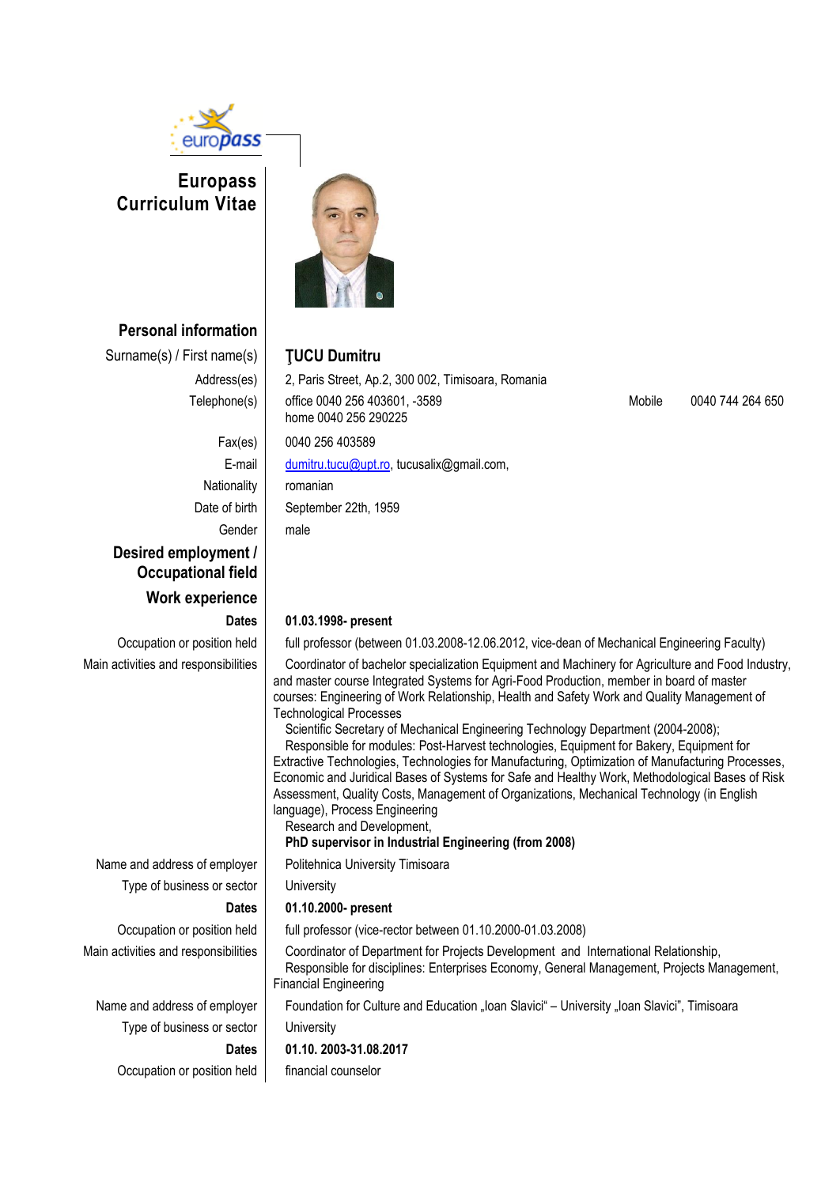# Europass Curriculum Vitae

## Personal information

| | |
|---|---|
| Surname(s) / First name(s) | **ŢUCU Dumitru** |
| Address(es) | 2, Paris Street, Ap.2, 300 002, Timisoara, Romania |
| Telephone(s) | office 0040 256 403601, -3589 Mobile 0040 744 264 650<br>home 0040 256 290225 |
| Fax(es) | 0040 256 403589 |
| E-mail | dumitru.tucu@upt.ro, tucusalix@gmail.com, |
| Nationality | romanian |
| Date of birth | September 22th, 1959 |
| Gender | male |

## Desired employment / Occupational field

## Work experience

| | |
|---|---|
| **Dates** | **01.03.1998- present** |
| Occupation or position held | full professor (between 01.03.2008-12.06.2012, vice-dean of Mechanical Engineering Faculty) |
| Main activities and responsibilities | Coordinator of bachelor specialization Equipment and Machinery for Agriculture and Food Industry, and master course Integrated Systems for Agri-Food Production, member in board of master courses: Engineering of Work Relationship, Health and Safety Work and Quality Management of Technological Processes<br>Scientific Secretary of Mechanical Engineering Technology Department (2004-2008);<br>Responsible for modules: Post-Harvest technologies, Equipment for Bakery, Equipment for Extractive Technologies, Technologies for Manufacturing, Optimization of Manufacturing Processes, Economic and Juridical Bases of Systems for Safe and Healthy Work, Methodological Bases of Risk Assessment, Quality Costs, Management of Organizations, Mechanical Technology (in English language), Process Engineering<br>Research and Development,<br>**PhD supervisor in Industrial Engineering (from 2008)** |
| Name and address of employer | Politehnica University Timisoara |
| Type of business or sector | University |
| **Dates** | **01.10.2000- present** |
| Occupation or position held | full professor (vice-rector between 01.10.2000-01.03.2008) |
| Main activities and responsibilities | Coordinator of Department for Projects Development and International Relationship,<br>Responsible for disciplines: Enterprises Economy, General Management, Projects Management, Financial Engineering |
| Name and address of employer | Foundation for Culture and Education „Ioan Slavici" – University „Ioan Slavici", Timisoara |
| Type of business or sector | University |
| **Dates** | **01.10. 2003-31.08.2017** |
| Occupation or position held | financial counselor |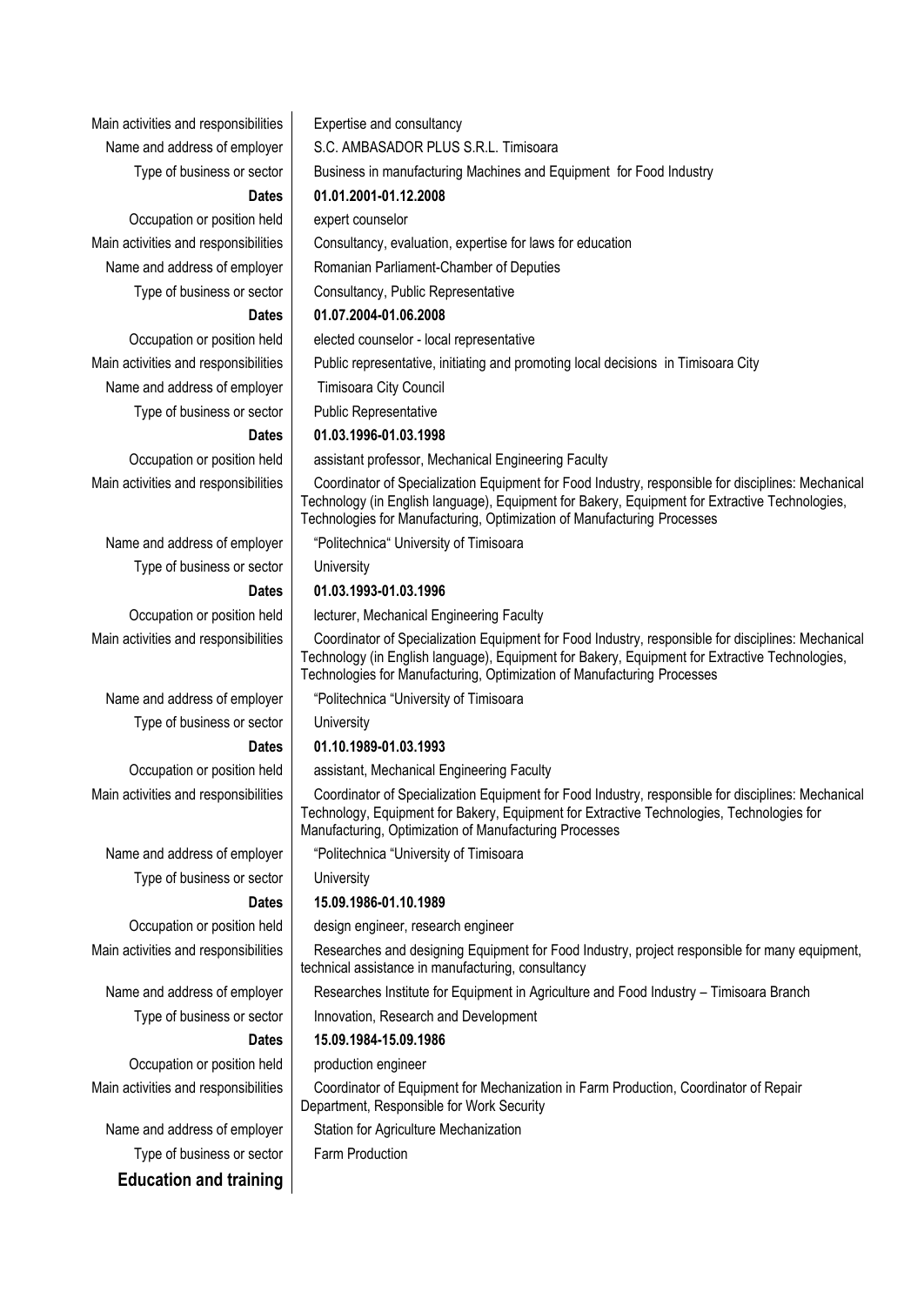| | |
|---|---|
| Main activities and responsibilities | Expertise and consultancy |
| Name and address of employer | S.C. AMBASADOR PLUS S.R.L. Timisoara |
| Type of business or sector | Business in manufacturing Machines and Equipment for Food Industry |
| **Dates** | **01.01.2001-01.12.2008** |
| Occupation or position held | expert counselor |
| Main activities and responsibilities | Consultancy, evaluation, expertise for laws for education |
| Name and address of employer | Romanian Parliament-Chamber of Deputies |
| Type of business or sector | Consultancy, Public Representative |
| **Dates** | **01.07.2004-01.06.2008** |
| Occupation or position held | elected counselor - local representative |
| Main activities and responsibilities | Public representative, initiating and promoting local decisions in Timisoara City |
| Name and address of employer | Timisoara City Council |
| Type of business or sector | Public Representative |
| **Dates** | **01.03.1996-01.03.1998** |
| Occupation or position held | assistant professor, Mechanical Engineering Faculty |
| Main activities and responsibilities | Coordinator of Specialization Equipment for Food Industry, responsible for disciplines: Mechanical Technology (in English language), Equipment for Bakery, Equipment for Extractive Technologies, Technologies for Manufacturing, Optimization of Manufacturing Processes |
| Name and address of employer | "Politechnica" University of Timisoara |
| Type of business or sector | University |
| **Dates** | **01.03.1993-01.03.1996** |
| Occupation or position held | lecturer, Mechanical Engineering Faculty |
| Main activities and responsibilities | Coordinator of Specialization Equipment for Food Industry, responsible for disciplines: Mechanical Technology (in English language), Equipment for Bakery, Equipment for Extractive Technologies, Technologies for Manufacturing, Optimization of Manufacturing Processes |
| Name and address of employer | "Politechnica "University of Timisoara |
| Type of business or sector | University |
| **Dates** | **01.10.1989-01.03.1993** |
| Occupation or position held | assistant, Mechanical Engineering Faculty |
| Main activities and responsibilities | Coordinator of Specialization Equipment for Food Industry, responsible for disciplines: Mechanical Technology, Equipment for Bakery, Equipment for Extractive Technologies, Technologies for Manufacturing, Optimization of Manufacturing Processes |
| Name and address of employer | "Politechnica "University of Timisoara |
| Type of business or sector | University |
| **Dates** | **15.09.1986-01.10.1989** |
| Occupation or position held | design engineer, research engineer |
| Main activities and responsibilities | Researches and designing Equipment for Food Industry, project responsible for many equipment, technical assistance in manufacturing, consultancy |
| Name and address of employer | Researches Institute for Equipment in Agriculture and Food Industry – Timisoara Branch |
| Type of business or sector | Innovation, Research and Development |
| **Dates** | **15.09.1984-15.09.1986** |
| Occupation or position held | production engineer |
| Main activities and responsibilities | Coordinator of Equipment for Mechanization in Farm Production, Coordinator of Repair Department, Responsible for Work Security |
| Name and address of employer | Station for Agriculture Mechanization |
| Type of business or sector | Farm Production |

## Education and training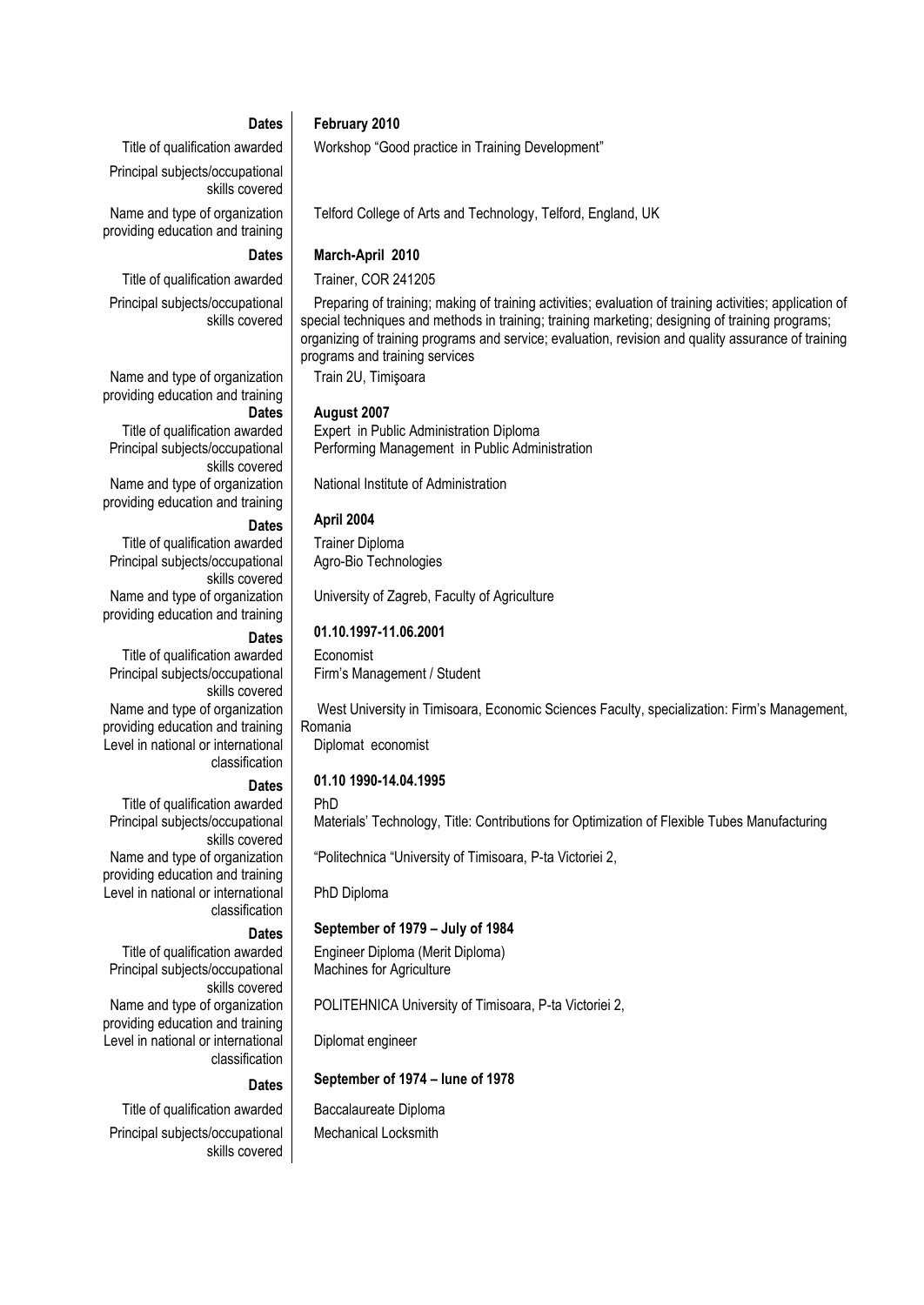| | |
|---|---|
| **Dates** | **February 2010** |
| Title of qualification awarded | Workshop "Good practice in Training Development" |
| Principal subjects/occupational skills covered | |
| Name and type of organization providing education and training | Telford College of Arts and Technology, Telford, England, UK |
| **Dates** | **March-April 2010** |
| Title of qualification awarded | Trainer, COR 241205 |
| Principal subjects/occupational skills covered | Preparing of training; making of training activities; evaluation of training activities; application of special techniques and methods in training; training marketing; designing of training programs; organizing of training programs and service; evaluation, revision and quality assurance of training programs and training services |
| Name and type of organization providing education and training | Train 2U, Timişoara |
| **Dates** | **August 2007** |
| Title of qualification awarded | Expert in Public Administration Diploma |
| Principal subjects/occupational skills covered | Performing Management in Public Administration |
| Name and type of organization providing education and training | National Institute of Administration |
| **Dates** | **April 2004** |
| Title of qualification awarded | Trainer Diploma |
| Principal subjects/occupational skills covered | Agro-Bio Technologies |
| Name and type of organization providing education and training | University of Zagreb, Faculty of Agriculture |
| **Dates** | **01.10.1997-11.06.2001** |
| Title of qualification awarded | Economist |
| Principal subjects/occupational skills covered | Firm's Management / Student |
| Name and type of organization providing education and training | West University in Timisoara, Economic Sciences Faculty, specialization: Firm's Management, Romania |
| Level in national or international classification | Diplomat economist |
| **Dates** | **01.10 1990-14.04.1995** |
| Title of qualification awarded | PhD |
| Principal subjects/occupational skills covered | Materials' Technology, Title: Contributions for Optimization of Flexible Tubes Manufacturing |
| Name and type of organization providing education and training | "Politechnica "University of Timisoara, P-ta Victoriei 2, |
| Level in national or international classification | PhD Diploma |
| **Dates** | **September of 1979 – July of 1984** |
| Title of qualification awarded | Engineer Diploma (Merit Diploma) |
| Principal subjects/occupational skills covered | Machines for Agriculture |
| Name and type of organization providing education and training | POLITEHNICA University of Timisoara, P-ta Victoriei 2, |
| Level in national or international classification | Diplomat engineer |
| **Dates** | **September of 1974 – Iune of 1978** |
| Title of qualification awarded | Baccalaureate Diploma |
| Principal subjects/occupational skills covered | Mechanical Locksmith |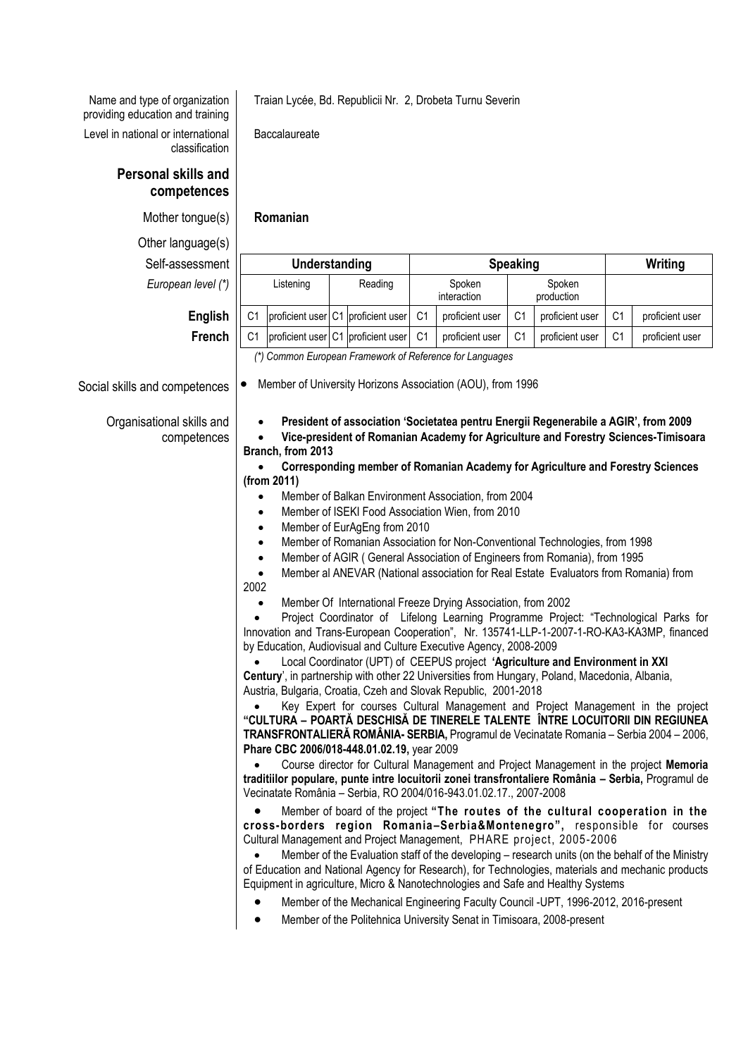Name and type of organization providing education and training: Traian Lycée, Bd. Republicii Nr. 2, Drobeta Turnu Severin

Level in national or international classification: Baccalaureate

## Personal skills and competences

Mother tongue(s): **Romanian**

Other language(s)

| Self-assessment | Understanding | | | | Speaking | | | | Writing | |
|---|---|---|---|---|---|---|---|---|---|---|
| *European level (\*)* | Listening | | Reading | | Spoken interaction | | Spoken production | | | |
| **English** | C1 | proficient user | C1 | proficient user | C1 | proficient user | C1 | proficient user | C1 | proficient user |
| **French** | C1 | proficient user | C1 | proficient user | C1 | proficient user | C1 | proficient user | C1 | proficient user |

*(\*) Common European Framework of Reference for Languages*

Social skills and competences

- Member of University Horizons Association (AOU), from 1996

Organisational skills and competences

- **President of association 'Societatea pentru Energii Regenerabile a AGIR', from 2009**
- **Vice-president of Romanian Academy for Agriculture and Forestry Sciences-Timisoara Branch, from 2013**
- **Corresponding member of Romanian Academy for Agriculture and Forestry Sciences (from 2011)**
- Member of Balkan Environment Association, from 2004
- Member of ISEKI Food Association Wien, from 2010
- Member of EurAgEng from 2010
- Member of Romanian Association for Non-Conventional Technologies, from 1998
- Member of AGIR ( General Association of Engineers from Romania), from 1995
- Member al ANEVAR (National association for Real Estate Evaluators from Romania) from 2002
- Member Of International Freeze Drying Association, from 2002
- Project Coordinator of Lifelong Learning Programme Project: "Technological Parks for Innovation and Trans-European Cooperation", Nr. 135741-LLP-1-2007-1-RO-KA3-KA3MP, financed by Education, Audiovisual and Culture Executive Agency, 2008-2009
- Local Coordinator (UPT) of CEEPUS project **'Agriculture and Environment in XXI Century**', in partnership with other 22 Universities from Hungary, Poland, Macedonia, Albania, Austria, Bulgaria, Croatia, Czeh and Slovak Republic, 2001-2018
- Key Expert for courses Cultural Management and Project Management in the project **"CULTURA – POARTĂ DESCHISĂ DE TINERELE TALENTE ÎNTRE LOCUITORII DIN REGIUNEA TRANSFRONTALIERĂ ROMÂNIA- SERBIA,** Programul de Vecinatate Romania – Serbia 2004 – 2006, **Phare CBC 2006/018-448.01.02.19,** year 2009
- Course director for Cultural Management and Project Management in the project **Memoria traditiilor populare, punte intre locuitorii zonei transfrontaliere România – Serbia,** Programul de Vecinatate România – Serbia, RO 2004/016-943.01.02.17., 2007-2008
- Member of board of the project **"The routes of the cultural cooperation in the cross-borders region Romania–Serbia&Montenegro",** responsible for courses Cultural Management and Project Management, PHARE project, 2005-2006
- Member of the Evaluation staff of the developing – research units (on the behalf of the Ministry of Education and National Agency for Research), for Technologies, materials and mechanic products Equipment in agriculture, Micro & Nanotechnologies and Safe and Healthy Systems
- Member of the Mechanical Engineering Faculty Council -UPT, 1996-2012, 2016-present
- Member of the Politehnica University Senat in Timisoara, 2008-present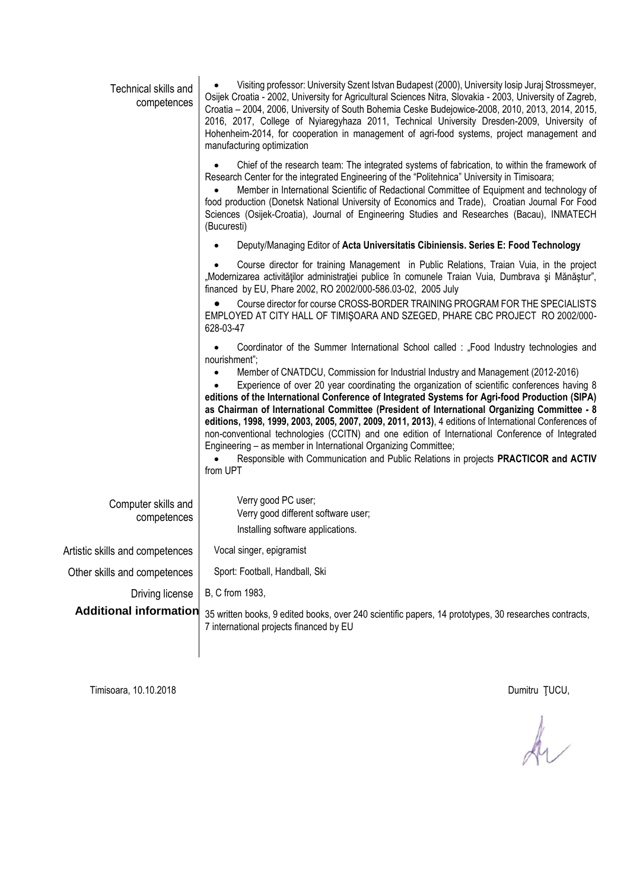| | |
|---|---|
| Technical skills and competences | • Visiting professor: University Szent Istvan Budapest (2000), University Iosip Juraj Strossmeyer, Osijek Croatia - 2002, University for Agricultural Sciences Nitra, Slovakia - 2003, University of Zagreb, Croatia – 2004, 2006, University of South Bohemia Ceske Budejowice-2008, 2010, 2013, 2014, 2015, 2016, 2017, College of Nyiaregyhaza 2011, Technical University Dresden-2009, University of Hohenheim-2014, for cooperation in management of agri-food systems, project management and manufacturing optimization<br><br>• Chief of the research team: The integrated systems of fabrication, to within the framework of Research Center for the integrated Engineering of the "Politehnica" University in Timisoara;<br>• Member in International Scientific of Redactional Committee of Equipment and technology of food production (Donetsk National University of Economics and Trade), Croatian Journal For Food Sciences (Osijek-Croatia), Journal of Engineering Studies and Researches (Bacau), INMATECH (Bucuresti)<br><br>• Deputy/Managing Editor of **Acta Universitatis Cibiniensis. Series E: Food Technology**<br><br>• Course director for training Management in Public Relations, Traian Vuia, in the project „Modernizarea activităţilor administraţiei publice în comunele Traian Vuia, Dumbrava şi Mănăştur", financed by EU, Phare 2002, RO 2002/000-586.03-02, 2005 July<br>• Course director for course CROSS-BORDER TRAINING PROGRAM FOR THE SPECIALISTS EMPLOYED AT CITY HALL OF TIMIŞOARA AND SZEGED, PHARE CBC PROJECT RO 2002/000-628-03-47<br><br>• Coordinator of the Summer International School called : „Food Industry technologies and nourishment";<br>• Member of CNATDCU, Commission for Industrial Industry and Management (2012-2016)<br>• Experience of over 20 year coordinating the organization of scientific conferences having 8 **editions of the International Conference of Integrated Systems for Agri-food Production (SIPA) as Chairman of International Committee (President of International Organizing Committee - 8 editions, 1998, 1999, 2003, 2005, 2007, 2009, 2011, 2013)**, 4 editions of International Conferences of non-conventional technologies (CCITN) and one edition of International Conference of Integrated Engineering – as member in International Organizing Committee;<br>• Responsible with Communication and Public Relations in projects **PRACTICOR and ACTIV** from UPT |
| Computer skills and competences | Verry good PC user;<br>Verry good different software user;<br>Installing software applications. |
| Artistic skills and competences | Vocal singer, epigramist |
| Other skills and competences | Sport: Football, Handball, Ski |
| Driving license | B, C from 1983, |
| **Additional information** | 35 written books, 9 edited books, over 240 scientific papers, 14 prototypes, 30 researches contracts, 7 international projects financed by EU |

Timisoara, 10.10.2018

Dumitru ŢUCU,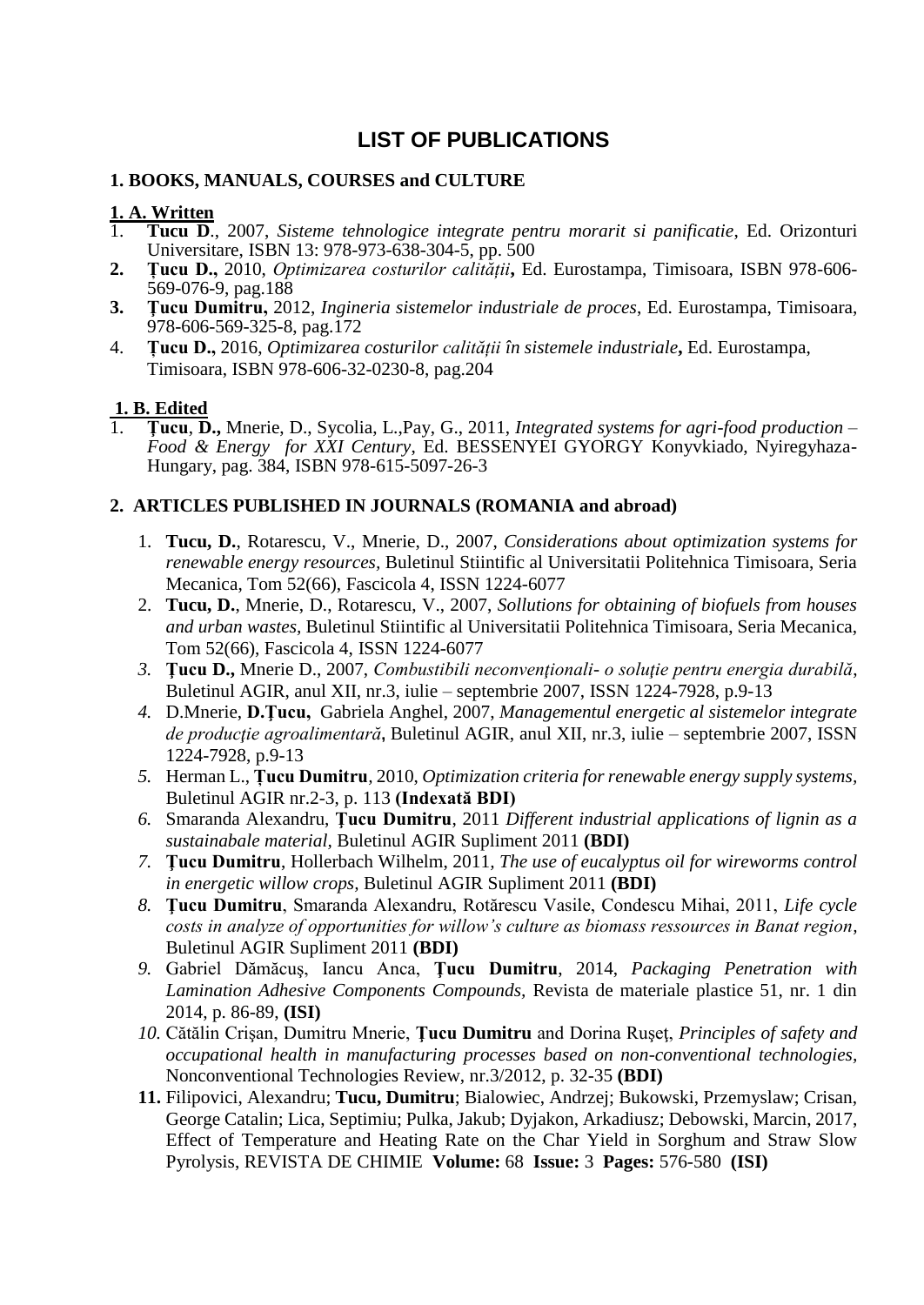# LIST OF PUBLICATIONS

## 1. BOOKS, MANUALS, COURSES and CULTURE

### 1. A. Written

1. **Tucu D**., 2007, *Sisteme tehnologice integrate pentru morarit si panificatie*, Ed. Orizonturi Universitare, ISBN 13: 978-973-638-304-5, pp. 500
2. **Țucu D.,** 2010, *Optimizarea costurilor calității***,** Ed. Eurostampa, Timisoara, ISBN 978-606-569-076-9, pag.188
3. **Țucu Dumitru,** 2012, *Ingineria sistemelor industriale de proces*, Ed. Eurostampa, Timisoara, 978-606-569-325-8, pag.172
4. **Țucu D.,** 2016, *Optimizarea costurilor calității în sistemele industriale***,** Ed. Eurostampa, Timisoara, ISBN 978-606-32-0230-8, pag.204

### 1. B. Edited

1. **Țucu**, **D.,** Mnerie, D., Sycolia, L.,Pay, G., 2011, *Integrated systems for agri-food production – Food & Energy for XXI Century*, Ed. BESSENYEI GYORGY Konyvkiado, Nyiregyhaza-Hungary, pag. 384, ISBN 978-615-5097-26-3

## 2. ARTICLES PUBLISHED IN JOURNALS (ROMANIA and abroad)

1. **Tucu, D.**, Rotarescu, V., Mnerie, D., 2007, *Considerations about optimization systems for renewable energy resources*, Buletinul Stiintific al Universitatii Politehnica Timisoara, Seria Mecanica, Tom 52(66), Fascicola 4, ISSN 1224-6077
2. **Tucu, D.**, Mnerie, D., Rotarescu, V., 2007, *Sollutions for obtaining of biofuels from houses and urban wastes*, Buletinul Stiintific al Universitatii Politehnica Timisoara, Seria Mecanica, Tom 52(66), Fascicola 4, ISSN 1224-6077
3. **Ţucu D.,** Mnerie D., 2007, *Combustibili neconvenţionali- o soluţie pentru energia durabilă*, Buletinul AGIR, anul XII, nr.3, iulie – septembrie 2007, ISSN 1224-7928, p.9-13
4. D.Mnerie, **D.Ţucu,** Gabriela Anghel, 2007, *Managementul energetic al sistemelor integrate de producţie agroalimentară***,** Buletinul AGIR, anul XII, nr.3, iulie – septembrie 2007, ISSN 1224-7928, p.9-13
5. Herman L., **Țucu Dumitru**, 2010, *Optimization criteria for renewable energy supply systems*, Buletinul AGIR nr.2-3, p. 113 **(Indexată BDI)**
6. Smaranda Alexandru, **Țucu Dumitru**, 2011 *Different industrial applications of lignin as a sustainabale material*, Buletinul AGIR Supliment 2011 **(BDI)**
7. **Ţucu Dumitru**, Hollerbach Wilhelm, 2011, *The use of eucalyptus oil for wireworms control in energetic willow crops*, Buletinul AGIR Supliment 2011 **(BDI)**
8. **Ţucu Dumitru**, Smaranda Alexandru, Rotărescu Vasile, Condescu Mihai, 2011, *Life cycle costs in analyze of opportunities for willow's culture as biomass ressources in Banat region*, Buletinul AGIR Supliment 2011 **(BDI)**
9. Gabriel Dămăcuş, Iancu Anca, **Ţucu Dumitru**, 2014, *Packaging Penetration with Lamination Adhesive Components Compounds*, Revista de materiale plastice 51, nr. 1 din 2014, p. 86-89, **(ISI)**
10. Cătălin Crişan, Dumitru Mnerie, **Ţucu Dumitru** and Dorina Ruşeţ, *Principles of safety and occupational health in manufacturing processes based on non-conventional technologies*, Nonconventional Technologies Review, nr.3/2012, p. 32-35 **(BDI)**
11. Filipovici, Alexandru; **Tucu, Dumitru**; Bialowiec, Andrzej; Bukowski, Przemyslaw; Crisan, George Catalin; Lica, Septimiu; Pulka, Jakub; Dyjakon, Arkadiusz; Debowski, Marcin, 2017, Effect of Temperature and Heating Rate on the Char Yield in Sorghum and Straw Slow Pyrolysis, REVISTA DE CHIMIE **Volume:** 68 **Issue:** 3 **Pages:** 576-580 **(ISI)**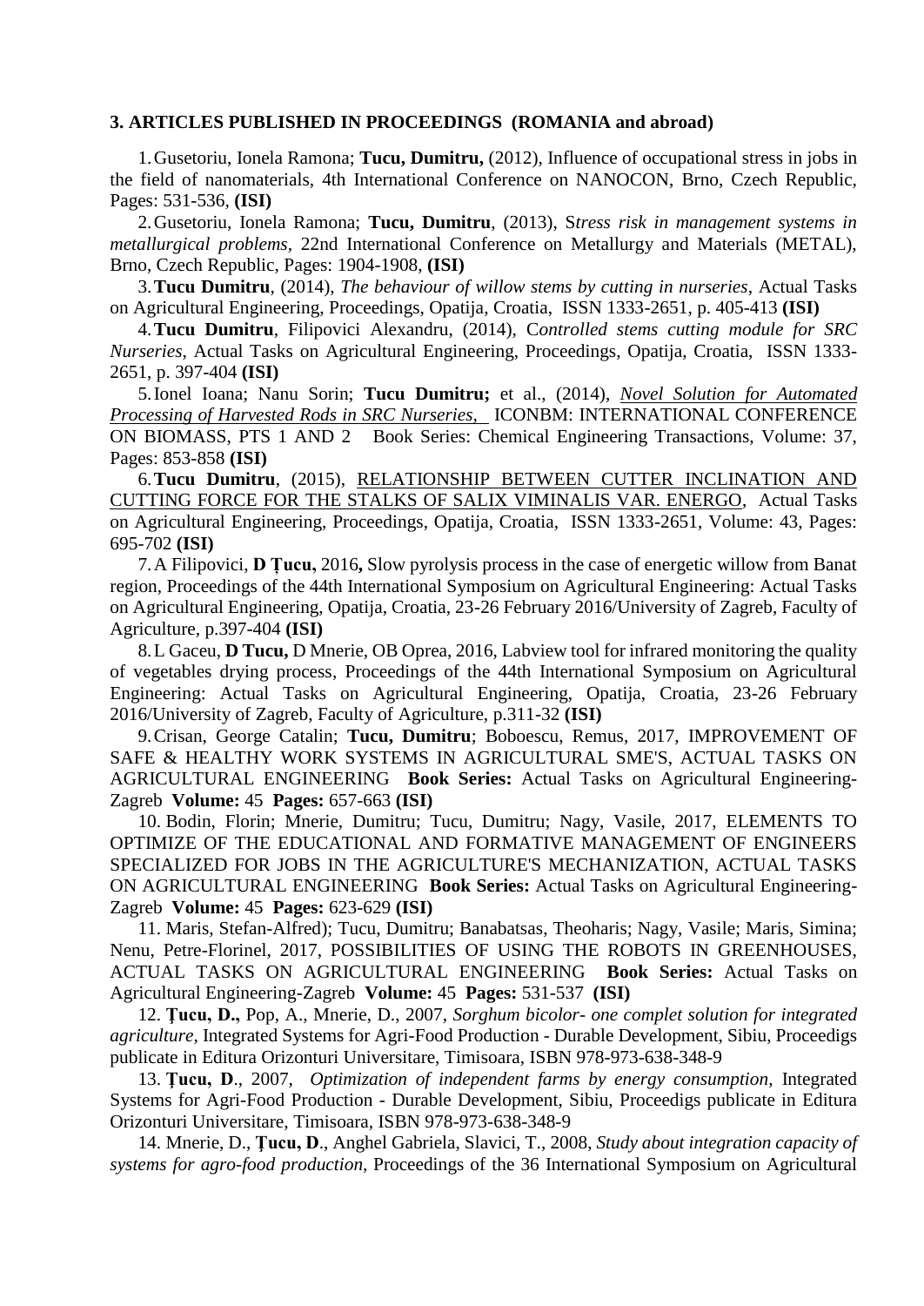**3. ARTICLES PUBLISHED IN PROCEEDINGS (ROMANIA and abroad)**

1. Gusetoriu, Ionela Ramona; **Tucu, Dumitru,** (2012), Influence of occupational stress in jobs in the field of nanomaterials, 4th International Conference on NANOCON, Brno, Czech Republic, Pages: 531-536, **(ISI)**

2. Gusetoriu, Ionela Ramona; **Tucu, Dumitru**, (2013), S*tress risk in management systems in metallurgical problems,* 22nd International Conference on Metallurgy and Materials (METAL), Brno, Czech Republic, Pages: 1904-1908, **(ISI)**

3. **Tucu Dumitru**, (2014), *The behaviour of willow stems by cutting in nurseries,* Actual Tasks on Agricultural Engineering, Proceedings, Opatija, Croatia, ISSN 1333-2651, p. 405-413 **(ISI)**

4. **Tucu Dumitru**, Filipovici Alexandru, (2014), C*ontrolled stems cutting module for SRC Nurseries*, Actual Tasks on Agricultural Engineering, Proceedings, Opatija, Croatia, ISSN 1333-2651, p. 397-404 **(ISI)**

5. Ionel Ioana; Nanu Sorin; **Tucu Dumitru;** et al., (2014), *Novel Solution for Automated Processing of Harvested Rods in SRC Nurseries,* ICONBM: INTERNATIONAL CONFERENCE ON BIOMASS, PTS 1 AND 2 Book Series: Chemical Engineering Transactions, Volume: 37, Pages: 853-858 **(ISI)**

6. **Tucu Dumitru**, (2015), RELATIONSHIP BETWEEN CUTTER INCLINATION AND CUTTING FORCE FOR THE STALKS OF SALIX VIMINALIS VAR. ENERGO, Actual Tasks on Agricultural Engineering, Proceedings, Opatija, Croatia, ISSN 1333-2651, Volume: 43, Pages: 695-702 **(ISI)**

7. A Filipovici, **D Țucu,** 2016**,** Slow pyrolysis process in the case of energetic willow from Banat region, Proceedings of the 44th International Symposium on Agricultural Engineering: Actual Tasks on Agricultural Engineering, Opatija, Croatia, 23-26 February 2016/University of Zagreb, Faculty of Agriculture, p.397-404 **(ISI)**

8. L Gaceu, **D Tucu,** D Mnerie, OB Oprea, 2016, Labview tool for infrared monitoring the quality of vegetables drying process, Proceedings of the 44th International Symposium on Agricultural Engineering: Actual Tasks on Agricultural Engineering, Opatija, Croatia, 23-26 February 2016/University of Zagreb, Faculty of Agriculture, p.311-32 **(ISI)**

9. Crisan, George Catalin; **Tucu, Dumitru**; Boboescu, Remus, 2017, IMPROVEMENT OF SAFE & HEALTHY WORK SYSTEMS IN AGRICULTURAL SME'S, ACTUAL TASKS ON AGRICULTURAL ENGINEERING **Book Series:** Actual Tasks on Agricultural Engineering-Zagreb **Volume:** 45 **Pages:** 657-663 **(ISI)**

10. Bodin, Florin; Mnerie, Dumitru; Tucu, Dumitru; Nagy, Vasile, 2017, ELEMENTS TO OPTIMIZE OF THE EDUCATIONAL AND FORMATIVE MANAGEMENT OF ENGINEERS SPECIALIZED FOR JOBS IN THE AGRICULTURE'S MECHANIZATION, ACTUAL TASKS ON AGRICULTURAL ENGINEERING **Book Series:** Actual Tasks on Agricultural Engineering-Zagreb **Volume:** 45 **Pages:** 623-629 **(ISI)**

11. Maris, Stefan-Alfred); Tucu, Dumitru; Banabatsas, Theoharis; Nagy, Vasile; Maris, Simina; Nenu, Petre-Florinel, 2017, POSSIBILITIES OF USING THE ROBOTS IN GREENHOUSES, ACTUAL TASKS ON AGRICULTURAL ENGINEERING **Book Series:** Actual Tasks on Agricultural Engineering-Zagreb **Volume:** 45 **Pages:** 531-537 **(ISI)**

12. **Ţucu, D.,** Pop, A., Mnerie, D., 2007, *Sorghum bicolor- one complet solution for integrated agriculture,* Integrated Systems for Agri-Food Production - Durable Development, Sibiu, Proceedigs publicate in Editura Orizonturi Universitare, Timisoara, ISBN 978-973-638-348-9

13. **Ţucu, D**., 2007, *Optimization of independent farms by energy consumption*, Integrated Systems for Agri-Food Production - Durable Development, Sibiu, Proceedigs publicate in Editura Orizonturi Universitare, Timisoara, ISBN 978-973-638-348-9

14. Mnerie, D., **Ţucu, D**., Anghel Gabriela, Slavici, T., 2008, *Study about integration capacity of systems for agro-food production*, Proceedings of the 36 International Symposium on Agricultural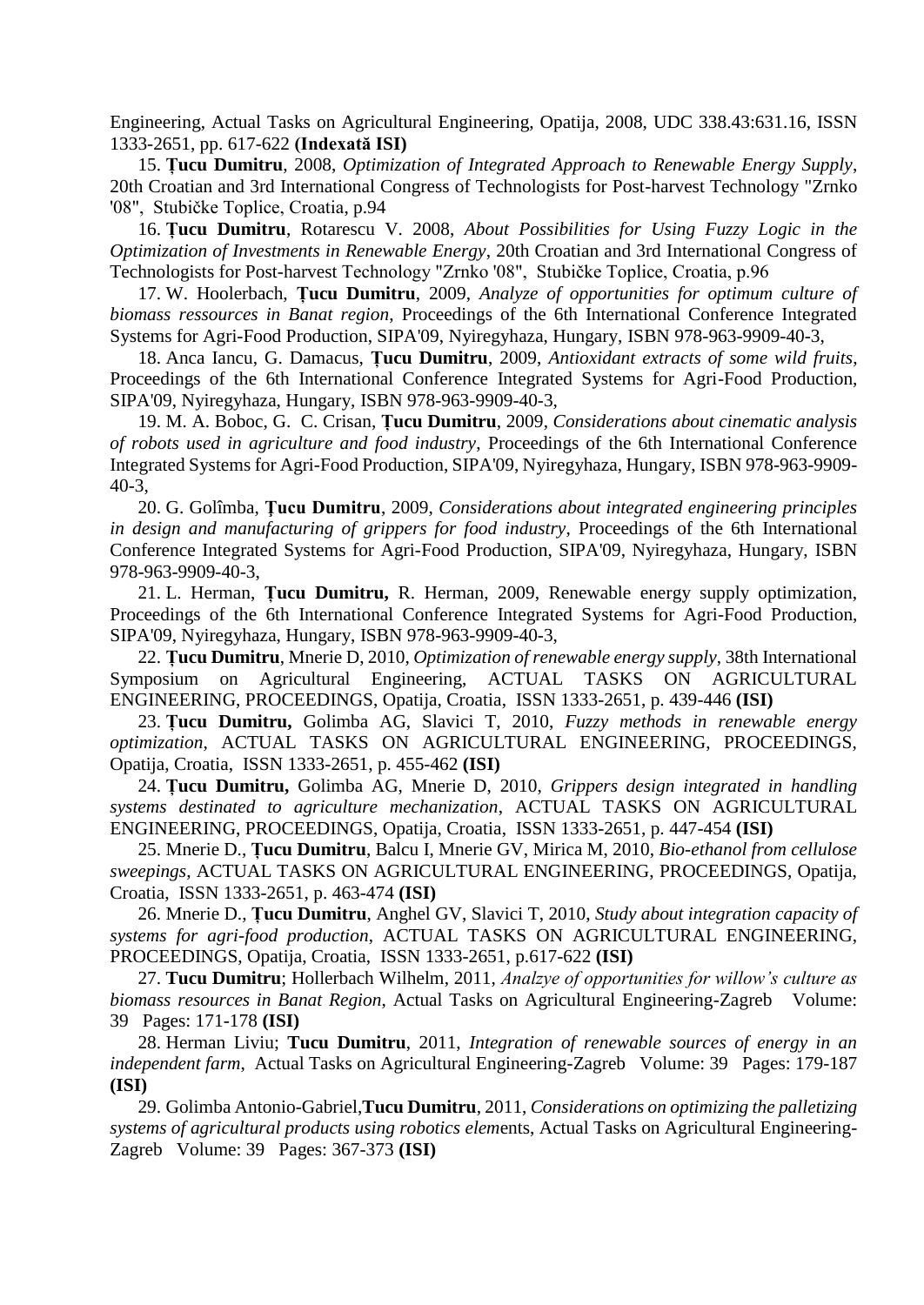Engineering, Actual Tasks on Agricultural Engineering, Opatija, 2008, UDC 338.43:631.16, ISSN 1333-2651, pp. 617-622 **(Indexată ISI)**

15. **Țucu Dumitru**, 2008, *Optimization of Integrated Approach to Renewable Energy Supply*, 20th Croatian and 3rd International Congress of Technologists for Post-harvest Technology "Zrnko '08", Stubičke Toplice, Croatia, p.94

16. **Țucu Dumitru**, Rotarescu V. 2008, *About Possibilities for Using Fuzzy Logic in the Optimization of Investments in Renewable Energy*, 20th Croatian and 3rd International Congress of Technologists for Post-harvest Technology "Zrnko '08", Stubičke Toplice, Croatia, p.96

17. W. Hoolerbach, **Țucu Dumitru**, 2009, *Analyze of opportunities for optimum culture of biomass ressources in Banat region*, Proceedings of the 6th International Conference Integrated Systems for Agri-Food Production, SIPA'09, Nyiregyhaza, Hungary, ISBN 978-963-9909-40-3,

18. Anca Iancu, G. Damacus, **Țucu Dumitru**, 2009, *Antioxidant extracts of some wild fruits*, Proceedings of the 6th International Conference Integrated Systems for Agri-Food Production, SIPA'09, Nyiregyhaza, Hungary, ISBN 978-963-9909-40-3,

19. M. A. Boboc, G. C. Crisan, **Țucu Dumitru**, 2009, *Considerations about cinematic analysis of robots used in agriculture and food industry*, Proceedings of the 6th International Conference Integrated Systems for Agri-Food Production, SIPA'09, Nyiregyhaza, Hungary, ISBN 978-963-9909-40-3,

20. G. Golîmba, **Țucu Dumitru**, 2009, *Considerations about integrated engineering principles in design and manufacturing of grippers for food industry*, Proceedings of the 6th International Conference Integrated Systems for Agri-Food Production, SIPA'09, Nyiregyhaza, Hungary, ISBN 978-963-9909-40-3,

21. L. Herman, **Țucu Dumitru,** R. Herman, 2009, Renewable energy supply optimization, Proceedings of the 6th International Conference Integrated Systems for Agri-Food Production, SIPA'09, Nyiregyhaza, Hungary, ISBN 978-963-9909-40-3,

22. **Țucu Dumitru**, Mnerie D, 2010, *Optimization of renewable energy supply*, 38th International Symposium on Agricultural Engineering, ACTUAL TASKS ON AGRICULTURAL ENGINEERING, PROCEEDINGS, Opatija, Croatia, ISSN 1333-2651, p. 439-446 **(ISI)**

23. **Țucu Dumitru,** Golimba AG, Slavici T, 2010, *Fuzzy methods in renewable energy optimization*, ACTUAL TASKS ON AGRICULTURAL ENGINEERING, PROCEEDINGS, Opatija, Croatia, ISSN 1333-2651, p. 455-462 **(ISI)**

24. **Țucu Dumitru,** Golimba AG, Mnerie D, 2010, *Grippers design integrated in handling systems destinated to agriculture mechanization*, ACTUAL TASKS ON AGRICULTURAL ENGINEERING, PROCEEDINGS, Opatija, Croatia, ISSN 1333-2651, p. 447-454 **(ISI)**

25. Mnerie D., **Țucu Dumitru**, Balcu I, Mnerie GV, Mirica M, 2010, *Bio-ethanol from cellulose sweepings*, ACTUAL TASKS ON AGRICULTURAL ENGINEERING, PROCEEDINGS, Opatija, Croatia, ISSN 1333-2651, p. 463-474 **(ISI)**

26. Mnerie D., **Țucu Dumitru**, Anghel GV, Slavici T, 2010, *Study about integration capacity of systems for agri-food production*, ACTUAL TASKS ON AGRICULTURAL ENGINEERING, PROCEEDINGS, Opatija, Croatia, ISSN 1333-2651, p.617-622 **(ISI)**

27. **Tucu Dumitru**; Hollerbach Wilhelm, 2011, *Analzye of opportunities for willow's culture as biomass resources in Banat Region*, Actual Tasks on Agricultural Engineering-Zagreb Volume: 39 Pages: 171-178 **(ISI)**

28. Herman Liviu; **Tucu Dumitru**, 2011, *Integration of renewable sources of energy in an independent farm*, Actual Tasks on Agricultural Engineering-Zagreb Volume: 39 Pages: 179-187 **(ISI)**

29. Golimba Antonio-Gabriel,**Tucu Dumitru**, 2011, *Considerations on optimizing the palletizing systems of agricultural products using robotics elem*ents, Actual Tasks on Agricultural Engineering-Zagreb Volume: 39 Pages: 367-373 **(ISI)**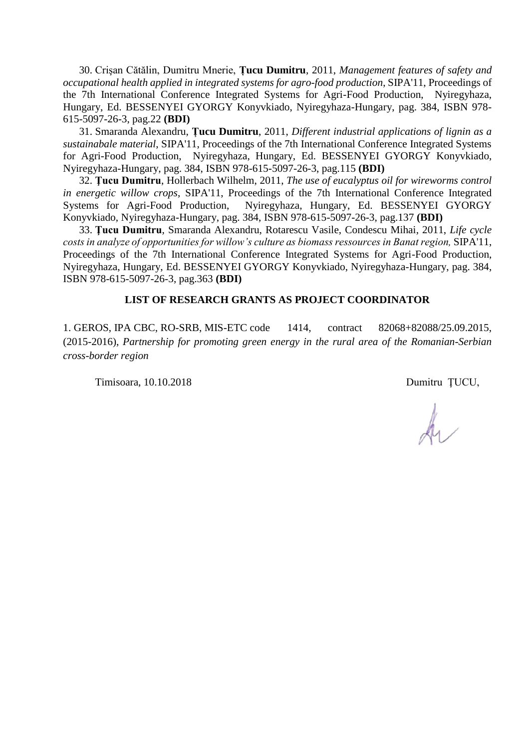30\. Crişan Cătălin, Dumitru Mnerie, **Țucu Dumitru**, 2011, *Management features of safety and occupational health applied in integrated systems for agro-food production*, SIPA'11, Proceedings of the 7th International Conference Integrated Systems for Agri-Food Production, Nyiregyhaza, Hungary, Ed. BESSENYEI GYORGY Konyvkiado, Nyiregyhaza-Hungary, pag. 384, ISBN 978-615-5097-26-3, pag.22 **(BDI)**

31\. Smaranda Alexandru, **Țucu Dumitru**, 2011, *Different industrial applications of lignin as a sustainabale material*, SIPA'11, Proceedings of the 7th International Conference Integrated Systems for Agri-Food Production, Nyiregyhaza, Hungary, Ed. BESSENYEI GYORGY Konyvkiado, Nyiregyhaza-Hungary, pag. 384, ISBN 978-615-5097-26-3, pag.115 **(BDI)**

32\. **Ţucu Dumitru**, Hollerbach Wilhelm, 2011, *The use of eucalyptus oil for wireworms control in energetic willow crops*, SIPA'11, Proceedings of the 7th International Conference Integrated Systems for Agri-Food Production, Nyiregyhaza, Hungary, Ed. BESSENYEI GYORGY Konyvkiado, Nyiregyhaza-Hungary, pag. 384, ISBN 978-615-5097-26-3, pag.137 **(BDI)**

33\. **Ţucu Dumitru**, Smaranda Alexandru, Rotarescu Vasile, Condescu Mihai, 2011, *Life cycle costs in analyze of opportunities for willow's culture as biomass ressources in Banat region,* SIPA'11, Proceedings of the 7th International Conference Integrated Systems for Agri-Food Production, Nyiregyhaza, Hungary, Ed. BESSENYEI GYORGY Konyvkiado, Nyiregyhaza-Hungary, pag. 384, ISBN 978-615-5097-26-3, pag.363 **(BDI)**

## LIST OF RESEARCH GRANTS AS PROJECT COORDINATOR

1\. GEROS, IPA CBC, RO-SRB, MIS-ETC code 1414, contract 82068+82088/25.09.2015, (2015-2016), *Partnership for promoting green energy in the rural area of the Romanian-Serbian cross-border region*

Timisoara, 10.10.2018

Dumitru ȚUCU,